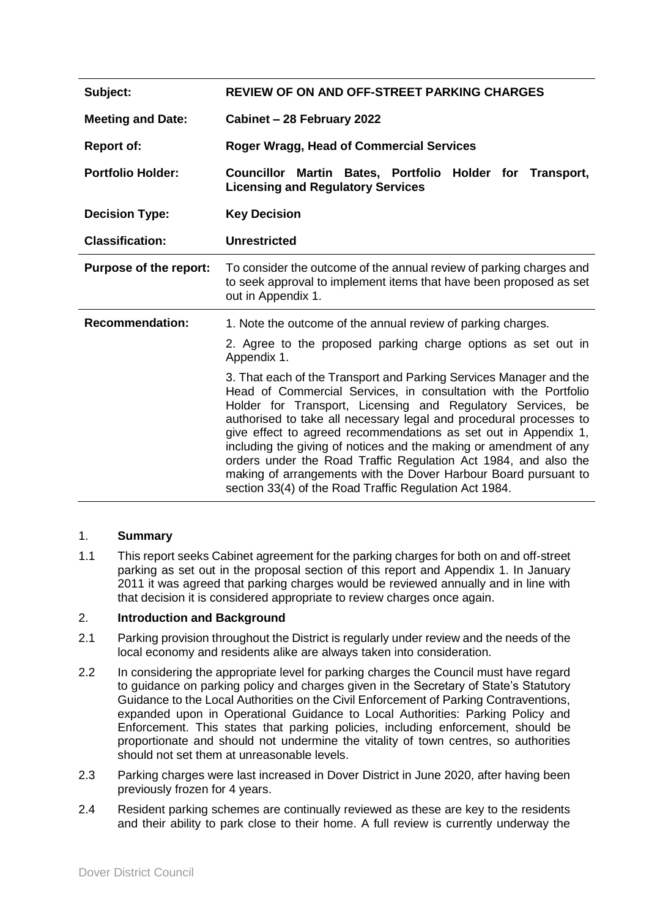| | |
|---|---|
| **Subject:** | **REVIEW OF ON AND OFF-STREET PARKING CHARGES** |
| **Meeting and Date:** | **Cabinet – 28 February 2022** |
| **Report of:** | **Roger Wragg, Head of Commercial Services** |
| **Portfolio Holder:** | **Councillor Martin Bates, Portfolio Holder for Transport, Licensing and Regulatory Services** |
| **Decision Type:** | **Key Decision** |
| **Classification:** | **Unrestricted** |
| **Purpose of the report:** | To consider the outcome of the annual review of parking charges and to seek approval to implement items that have been proposed as set out in Appendix 1. |
| **Recommendation:** | 1. Note the outcome of the annual review of parking charges.<br><br>2. Agree to the proposed parking charge options as set out in Appendix 1.<br><br>3. That each of the Transport and Parking Services Manager and the Head of Commercial Services, in consultation with the Portfolio Holder for Transport, Licensing and Regulatory Services, be authorised to take all necessary legal and procedural processes to give effect to agreed recommendations as set out in Appendix 1, including the giving of notices and the making or amendment of any orders under the Road Traffic Regulation Act 1984, and also the making of arrangements with the Dover Harbour Board pursuant to section 33(4) of the Road Traffic Regulation Act 1984. |

## 1. Summary

1.1 This report seeks Cabinet agreement for the parking charges for both on and off-street parking as set out in the proposal section of this report and Appendix 1. In January 2011 it was agreed that parking charges would be reviewed annually and in line with that decision it is considered appropriate to review charges once again.

## 2. Introduction and Background

2.1 Parking provision throughout the District is regularly under review and the needs of the local economy and residents alike are always taken into consideration.

2.2 In considering the appropriate level for parking charges the Council must have regard to guidance on parking policy and charges given in the Secretary of State's Statutory Guidance to the Local Authorities on the Civil Enforcement of Parking Contraventions, expanded upon in Operational Guidance to Local Authorities: Parking Policy and Enforcement. This states that parking policies, including enforcement, should be proportionate and should not undermine the vitality of town centres, so authorities should not set them at unreasonable levels.

2.3 Parking charges were last increased in Dover District in June 2020, after having been previously frozen for 4 years.

2.4 Resident parking schemes are continually reviewed as these are key to the residents and their ability to park close to their home. A full review is currently underway the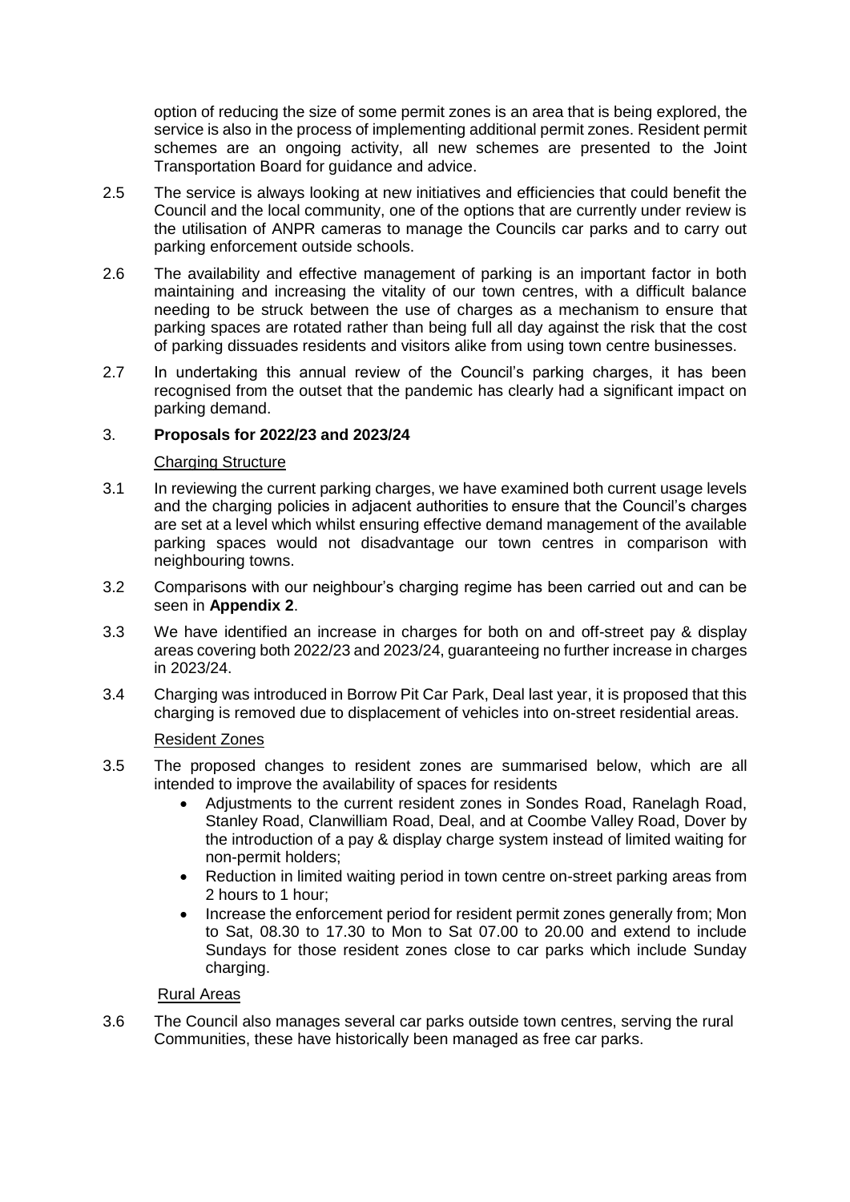option of reducing the size of some permit zones is an area that is being explored, the service is also in the process of implementing additional permit zones. Resident permit schemes are an ongoing activity, all new schemes are presented to the Joint Transportation Board for guidance and advice.

2.5 The service is always looking at new initiatives and efficiencies that could benefit the Council and the local community, one of the options that are currently under review is the utilisation of ANPR cameras to manage the Councils car parks and to carry out parking enforcement outside schools.

2.6 The availability and effective management of parking is an important factor in both maintaining and increasing the vitality of our town centres, with a difficult balance needing to be struck between the use of charges as a mechanism to ensure that parking spaces are rotated rather than being full all day against the risk that the cost of parking dissuades residents and visitors alike from using town centre businesses.

2.7 In undertaking this annual review of the Council's parking charges, it has been recognised from the outset that the pandemic has clearly had a significant impact on parking demand.

## 3. **Proposals for 2022/23 and 2023/24**

Charging Structure

3.1 In reviewing the current parking charges, we have examined both current usage levels and the charging policies in adjacent authorities to ensure that the Council's charges are set at a level which whilst ensuring effective demand management of the available parking spaces would not disadvantage our town centres in comparison with neighbouring towns.

3.2 Comparisons with our neighbour's charging regime has been carried out and can be seen in **Appendix 2**.

3.3 We have identified an increase in charges for both on and off-street pay & display areas covering both 2022/23 and 2023/24, guaranteeing no further increase in charges in 2023/24.

3.4 Charging was introduced in Borrow Pit Car Park, Deal last year, it is proposed that this charging is removed due to displacement of vehicles into on-street residential areas.

Resident Zones

3.5 The proposed changes to resident zones are summarised below, which are all intended to improve the availability of spaces for residents

- Adjustments to the current resident zones in Sondes Road, Ranelagh Road, Stanley Road, Clanwilliam Road, Deal, and at Coombe Valley Road, Dover by the introduction of a pay & display charge system instead of limited waiting for non-permit holders;
- Reduction in limited waiting period in town centre on-street parking areas from 2 hours to 1 hour;
- Increase the enforcement period for resident permit zones generally from; Mon to Sat, 08.30 to 17.30 to Mon to Sat 07.00 to 20.00 and extend to include Sundays for those resident zones close to car parks which include Sunday charging.

Rural Areas

3.6 The Council also manages several car parks outside town centres, serving the rural Communities, these have historically been managed as free car parks.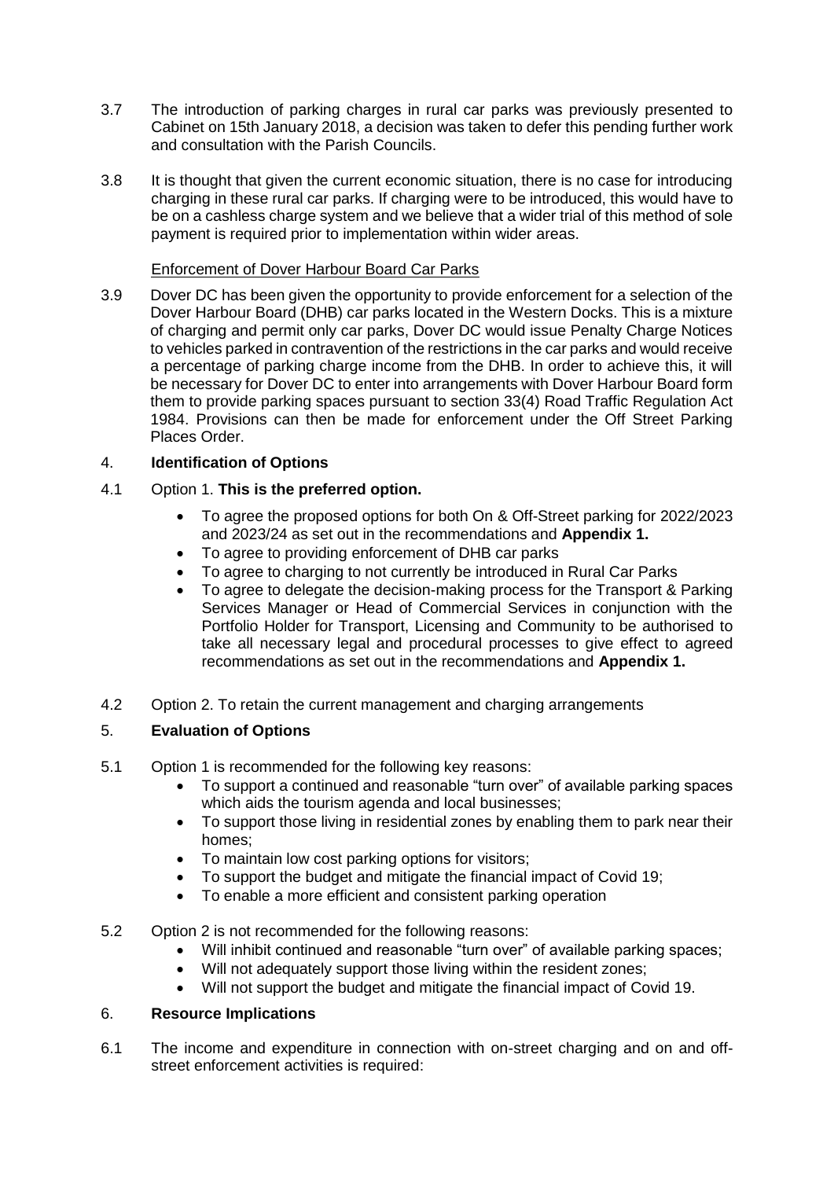3.7 The introduction of parking charges in rural car parks was previously presented to Cabinet on 15th January 2018, a decision was taken to defer this pending further work and consultation with the Parish Councils.

3.8 It is thought that given the current economic situation, there is no case for introducing charging in these rural car parks. If charging were to be introduced, this would have to be on a cashless charge system and we believe that a wider trial of this method of sole payment is required prior to implementation within wider areas.

Enforcement of Dover Harbour Board Car Parks

3.9 Dover DC has been given the opportunity to provide enforcement for a selection of the Dover Harbour Board (DHB) car parks located in the Western Docks. This is a mixture of charging and permit only car parks, Dover DC would issue Penalty Charge Notices to vehicles parked in contravention of the restrictions in the car parks and would receive a percentage of parking charge income from the DHB. In order to achieve this, it will be necessary for Dover DC to enter into arrangements with Dover Harbour Board form them to provide parking spaces pursuant to section 33(4) Road Traffic Regulation Act 1984. Provisions can then be made for enforcement under the Off Street Parking Places Order.

## 4. Identification of Options

4.1 Option 1. **This is the preferred option.**

- To agree the proposed options for both On & Off-Street parking for 2022/2023 and 2023/24 as set out in the recommendations and **Appendix 1.**
- To agree to providing enforcement of DHB car parks
- To agree to charging to not currently be introduced in Rural Car Parks
- To agree to delegate the decision-making process for the Transport & Parking Services Manager or Head of Commercial Services in conjunction with the Portfolio Holder for Transport, Licensing and Community to be authorised to take all necessary legal and procedural processes to give effect to agreed recommendations as set out in the recommendations and **Appendix 1.**

4.2 Option 2. To retain the current management and charging arrangements

## 5. Evaluation of Options

5.1 Option 1 is recommended for the following key reasons:

- To support a continued and reasonable "turn over" of available parking spaces which aids the tourism agenda and local businesses;
- To support those living in residential zones by enabling them to park near their homes;
- To maintain low cost parking options for visitors;
- To support the budget and mitigate the financial impact of Covid 19;
- To enable a more efficient and consistent parking operation

5.2 Option 2 is not recommended for the following reasons:

- Will inhibit continued and reasonable "turn over" of available parking spaces;
- Will not adequately support those living within the resident zones;
- Will not support the budget and mitigate the financial impact of Covid 19.

## 6. Resource Implications

6.1 The income and expenditure in connection with on-street charging and on and off-street enforcement activities is required: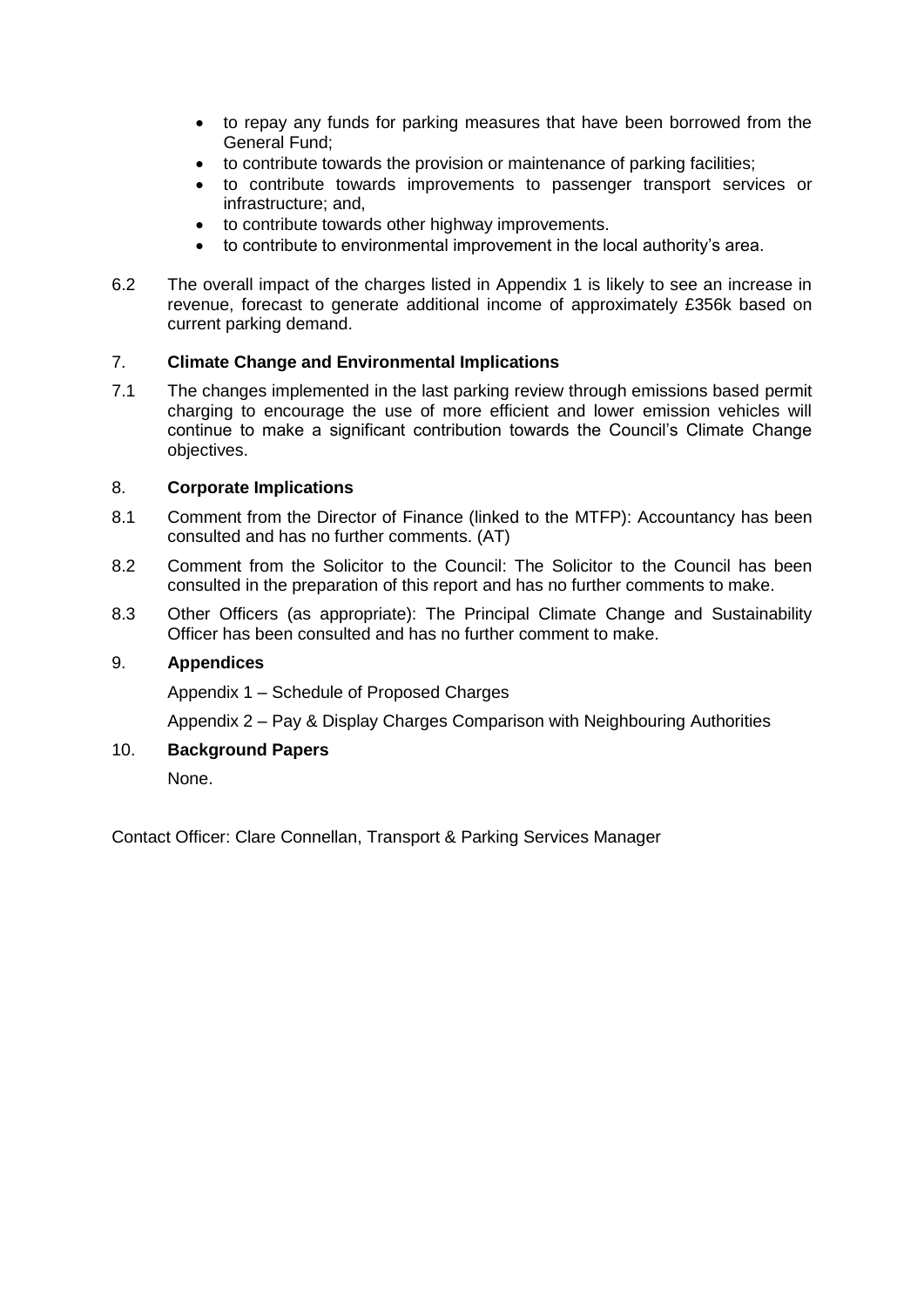- to repay any funds for parking measures that have been borrowed from the General Fund;
- to contribute towards the provision or maintenance of parking facilities;
- to contribute towards improvements to passenger transport services or infrastructure; and,
- to contribute towards other highway improvements.
- to contribute to environmental improvement in the local authority's area.

6.2 The overall impact of the charges listed in Appendix 1 is likely to see an increase in revenue, forecast to generate additional income of approximately £356k based on current parking demand.

## 7. **Climate Change and Environmental Implications**

7.1 The changes implemented in the last parking review through emissions based permit charging to encourage the use of more efficient and lower emission vehicles will continue to make a significant contribution towards the Council's Climate Change objectives.

## 8. **Corporate Implications**

8.1 Comment from the Director of Finance (linked to the MTFP): Accountancy has been consulted and has no further comments. (AT)

8.2 Comment from the Solicitor to the Council: The Solicitor to the Council has been consulted in the preparation of this report and has no further comments to make.

8.3 Other Officers (as appropriate): The Principal Climate Change and Sustainability Officer has been consulted and has no further comment to make.

## 9. **Appendices**

Appendix 1 – Schedule of Proposed Charges

Appendix 2 – Pay & Display Charges Comparison with Neighbouring Authorities

## 10. **Background Papers**

None.

Contact Officer: Clare Connellan, Transport & Parking Services Manager